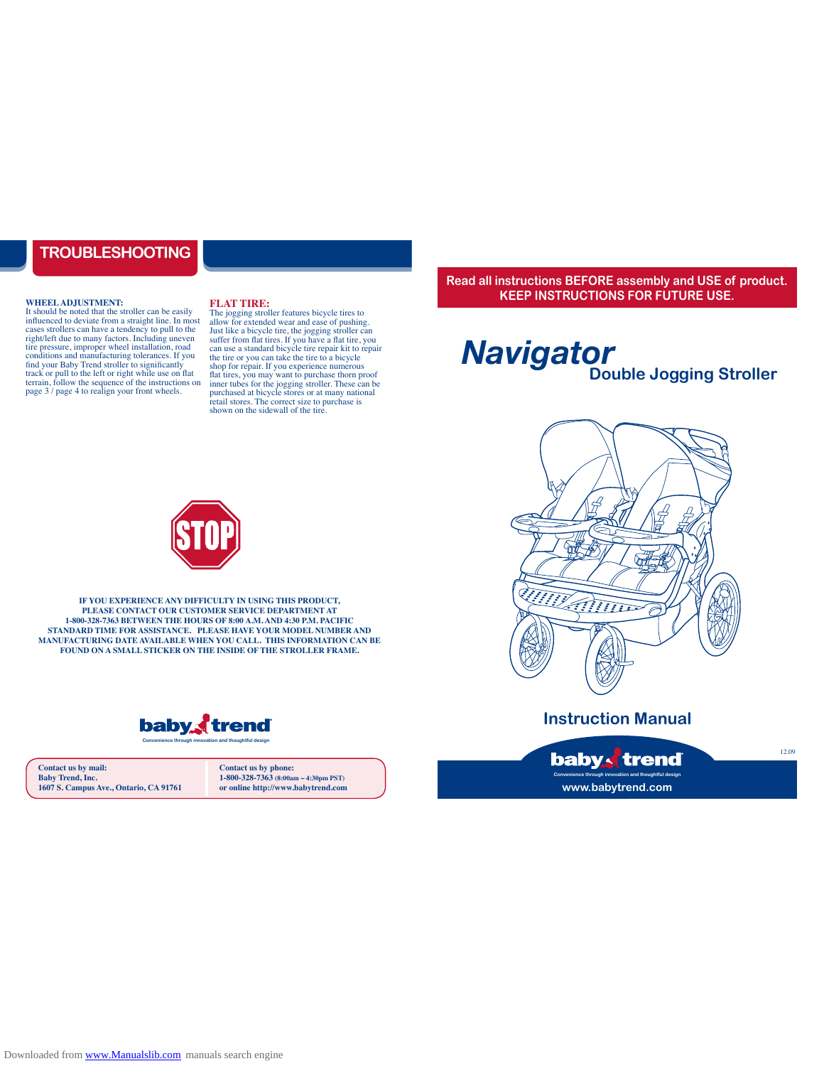## TROUBLESHOOTING

**WHEEL ADJUSTMENT:**
It should be noted that the stroller can be easily influenced to deviate from a straight line. In most cases strollers can have a tendency to pull to the right/left due to many factors. Including uneven tire pressure, improper wheel installation, road conditions and manufacturing tolerances. If you find your Baby Trend stroller to significantly track or pull to the left or right while use on flat terrain, follow the sequence of the instructions on page 3 / page 4 to realign your front wheels.

**FLAT TIRE:**
The jogging stroller features bicycle tires to allow for extended wear and ease of pushing. Just like a bicycle tire, the jogging stroller can suffer from flat tires. If you have a flat tire, you can use a standard bicycle tire repair kit to repair the tire or you can take the tire to a bicycle shop for repair. If you experience numerous flat tires, you may want to purchase thorn proof inner tubes for the jogging stroller. These can be purchased at bicycle stores or at many national retail stores. The correct size to purchase is shown on the sidewall of the tire.

STOP

**IF YOU EXPERIENCE ANY DIFFICULTY IN USING THIS PRODUCT, PLEASE CONTACT OUR CUSTOMER SERVICE DEPARTMENT AT 1-800-328-7363 BETWEEN THE HOURS OF 8:00 A.M. AND 4:30 P.M. PACIFIC STANDARD TIME FOR ASSISTANCE. PLEASE HAVE YOUR MODEL NUMBER AND MANUFACTURING DATE AVAILABLE WHEN YOU CALL. THIS INFORMATION CAN BE FOUND ON A SMALL STICKER ON THE INSIDE OF THE STROLLER FRAME.**

baby trend
Convenience through innovation and thoughtful design

**Contact us by mail:**
**Baby Trend, Inc.**
**1607 S. Campus Ave., Ontario, CA 91761**

**Contact us by phone:**
**1-800-328-7363** (8:00am ~ 4:30pm PST)
**or online http://www.babytrend.com**

**Read all instructions BEFORE assembly and USE of product.**
**KEEP INSTRUCTIONS FOR FUTURE USE.**

# *Navigator*
## Double Jogging Stroller

## Instruction Manual

baby trend
Convenience through innovation and thoughtful design
www.babytrend.com

12.09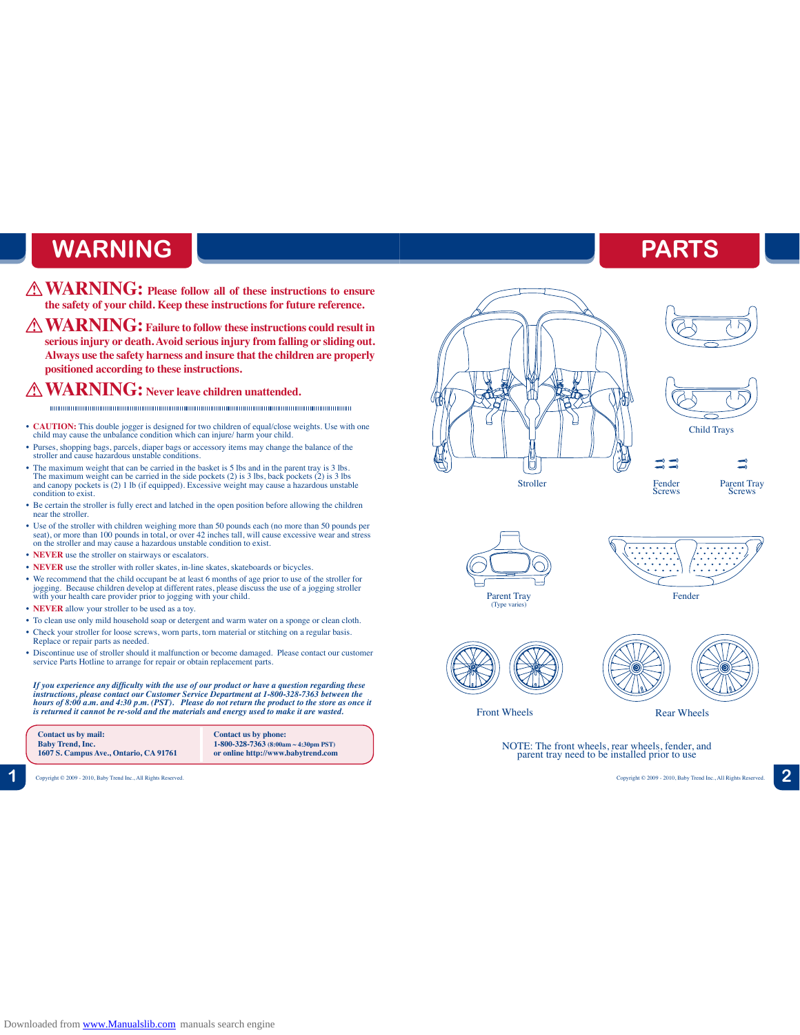# WARNING

⚠ **WARNING: Please follow all of these instructions to ensure the safety of your child. Keep these instructions for future reference.**

⚠ **WARNING: Failure to follow these instructions could result in serious injury or death. Avoid serious injury from falling or sliding out. Always use the safety harness and insure that the children are properly positioned according to these instructions.**

⚠ **WARNING: Never leave children unattended.**

- **CAUTION:** This double jogger is designed for two children of equal/close weights. Use with one child may cause the unbalance condition which can injure/ harm your child.
- Purses, shopping bags, parcels, diaper bags or accessory items may change the balance of the stroller and cause hazardous unstable conditions.
- The maximum weight that can be carried in the basket is 5 lbs and in the parent tray is 3 lbs. The maximum weight can be carried in the side pockets (2) is 3 lbs, back pockets (2) is 3 lbs and canopy pockets is (2) 1 lb (if equipped). Excessive weight may cause a hazardous unstable condition to exist.
- Be certain the stroller is fully erect and latched in the open position before allowing the children near the stroller.
- Use of the stroller with children weighing more than 50 pounds each (no more than 50 pounds per seat), or more than 100 pounds in total, or over 42 inches tall, will cause excessive wear and stress on the stroller and may cause a hazardous unstable condition to exist.
- **NEVER** use the stroller on stairways or escalators.
- **NEVER** use the stroller with roller skates, in-line skates, skateboards or bicycles.
- We recommend that the child occupant be at least 6 months of age prior to use of the stroller for jogging. Because children develop at different rates, please discuss the use of a jogging stroller with your health care provider prior to jogging with your child.
- **NEVER** allow your stroller to be used as a toy.
- To clean use only mild household soap or detergent and warm water on a sponge or clean cloth.
- Check your stroller for loose screws, worn parts, torn material or stitching on a regular basis. Replace or repair parts as needed.
- Discontinue use of stroller should it malfunction or become damaged. Please contact our customer service Parts Hotline to arrange for repair or obtain replacement parts.

***If you experience any difficulty with the use of our product or have a question regarding these instructions, please contact our Customer Service Department at 1-800-328-7363 between the hours of 8:00 a.m. and 4:30 p.m. (PST). Please do not return the product to the store as once it is returned it cannot be re-sold and the materials and energy used to make it are wasted.***

| **Contact us by mail:** | **Contact us by phone:** |
|---|---|
| **Baby Trend, Inc.** | **1-800-328-7363** (8:00am ~ 4:30pm PST) |
| **1607 S. Campus Ave., Ontario, CA 91761** | **or online http://www.babytrend.com** |

Copyright © 2009 - 2010, Baby Trend Inc., All Rights Reserved.

# PARTS

Stroller

Child Trays

Fender Screws

Parent Tray Screws

Parent Tray
(Type varies)

Fender

Front Wheels

Rear Wheels

NOTE: The front wheels, rear wheels, fender, and parent tray need to be installed prior to use

Copyright © 2009 - 2010, Baby Trend Inc., All Rights Reserved.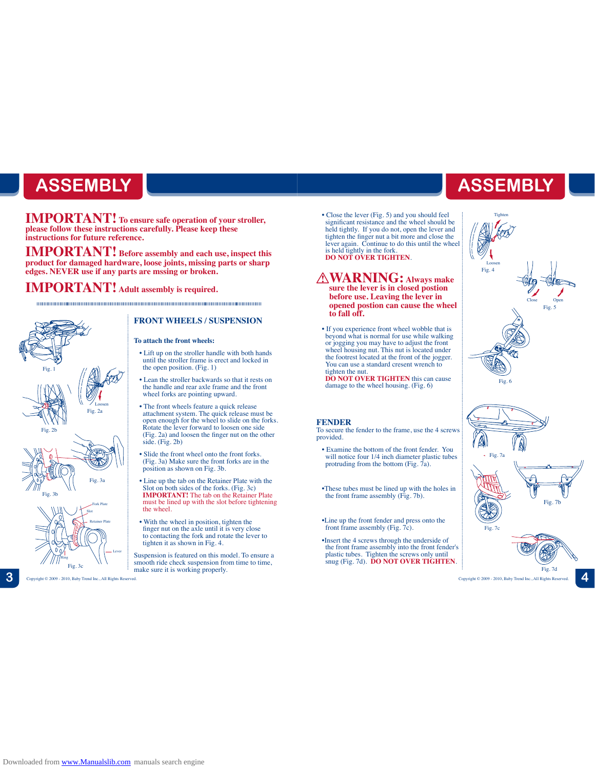# ASSEMBLY

**IMPORTANT! To ensure safe operation of your stroller, please follow these instructions carefully. Please keep these instructions for future reference.**

**IMPORTANT! Before assembly and each use, inspect this product for damaged hardware, loose joints, missing parts or sharp edges. NEVER use if any parts are mssing or broken.**

**IMPORTANT! Adult assembly is required.**

Fig. 1

Loosen

Fig. 2a

Fig. 2b

Fig. 3a

Fig. 3b

Fork Plate

Slot

Retainer Plate

Lever

Ring

Fig. 3c

## FRONT WHEELS / SUSPENSION

**To attach the front wheels:**

- Lift up on the stroller handle with both hands until the stroller frame is erect and locked in the open position. (Fig. 1)
- Lean the stroller backwards so that it rests on the handle and rear axle frame and the front wheel forks are pointing upward.
- The front wheels feature a quick release attachment system. The quick release must be open enough for the wheel to slide on the forks. Rotate the lever forward to loosen one side (Fig. 2a) and loosen the finger nut on the other side. (Fig. 2b)
- Slide the front wheel onto the front forks. (Fig. 3a) Make sure the front forks are in the position as shown on Fig. 3b.
- Line up the tab on the Retainer Plate with the Slot on both sides of the forks. (Fig. 3c) **IMPORTANT!** The tab on the Retainer Plate must be lined up with the slot before tightening the wheel.
- With the wheel in position, tighten the finger nut on the axle until it is very close to contacting the fork and rotate the lever to tighten it as shown in Fig. 4.

Suspension is featured on this model. To ensure a smooth ride check suspension from time to time, make sure it is working properly.

Copyright © 2009 - 2010, Baby Trend Inc., All Rights Reserved.

- Close the lever (Fig. 5) and you should feel significant resistance and the wheel should be held tightly. If you do not, open the lever and tighten the finger nut a bit more and close the lever again. Continue to do this until the wheel is held tightly in the fork.
  **DO NOT OVER TIGHTEN**.

**⚠WARNING: Always make sure the lever is in closed postion before use. Leaving the lever in opened postion can cause the wheel to fall off.**

- If you experience front wheel wobble that is beyond what is normal for use while walking or jogging you may have to adjust the front wheel housing nut. This nut is located under the footrest located at the front of the jogger. You can use a standard cresent wrench to tighten the nut.
  **DO NOT OVER TIGHTEN** this can cause damage to the wheel housing. (Fig. 6)

Tighten

Loosen

Fig. 4

Close

Open

Fig. 5

Fig. 6

## FENDER

To secure the fender to the frame, use the 4 screws provided.

- Examine the bottom of the front fender. You will notice four 1/4 inch diameter plastic tubes protruding from the bottom (Fig. 7a).
- These tubes must be lined up with the holes in the front frame assembly (Fig. 7b).
- Line up the front fender and press onto the front frame assembly (Fig. 7c).
- Insert the 4 screws through the underside of the front frame assembly into the front fender's plastic tubes. Tighten the screws only until snug (Fig. 7d). **DO NOT OVER TIGHTEN**.

Fig. 7a

Fig. 7b

Fig. 7c

Fig. 7d

Copyright © 2009 - 2010, Baby Trend Inc., All Rights Reserved.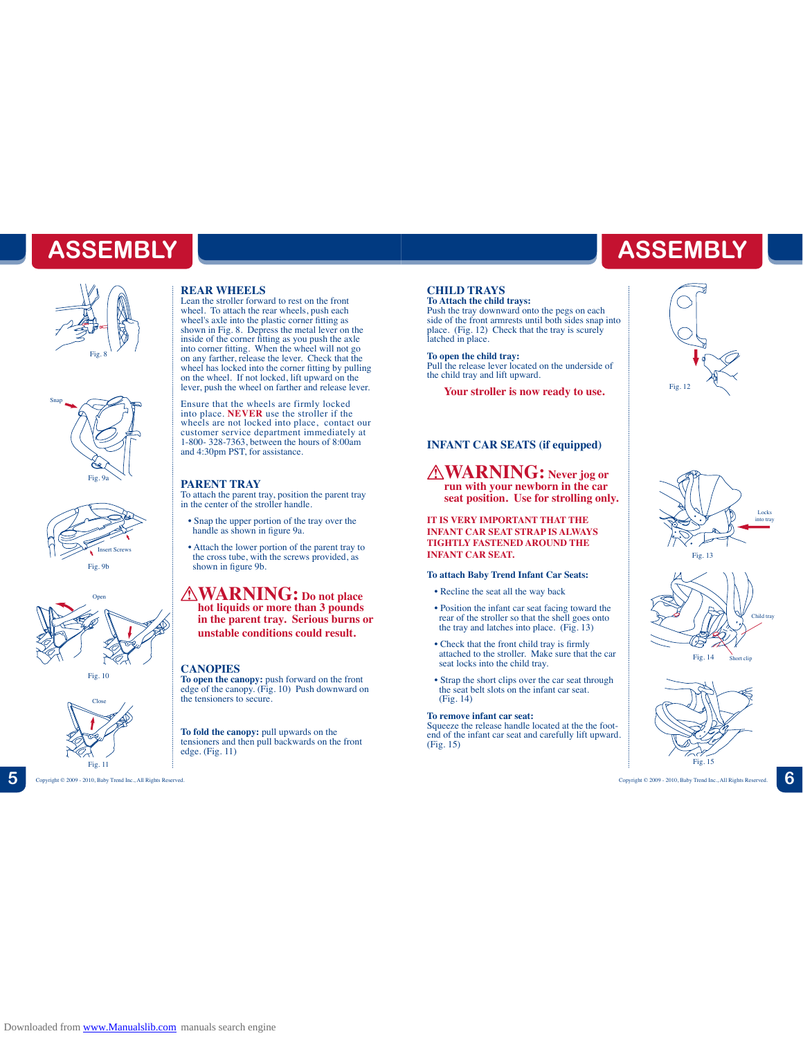# ASSEMBLY

Fig. 8

Snap

Fig. 9a

Insert Screws

Fig. 9b

Open

Fig. 10

Close

Fig. 11

## REAR WHEELS

Lean the stroller forward to rest on the front wheel. To attach the rear wheels, push each wheel's axle into the plastic corner fitting as shown in Fig. 8. Depress the metal lever on the inside of the corner fitting as you push the axle into corner fitting. When the wheel will not go on any farther, release the lever. Check that the wheel has locked into the corner fitting by pulling on the wheel. If not locked, lift upward on the lever, push the wheel on farther and release lever.

Ensure that the wheels are firmly locked into place. **NEVER** use the stroller if the wheels are not locked into place, contact our customer service department immediately at 1-800- 328-7363, between the hours of 8:00am and 4:30pm PST, for assistance.

## PARENT TRAY

To attach the parent tray, position the parent tray in the center of the stroller handle.

- Snap the upper portion of the tray over the handle as shown in figure 9a.
- Attach the lower portion of the parent tray to the cross tube, with the screws provided, as shown in figure 9b.

**⚠WARNING: Do not place hot liquids or more than 3 pounds in the parent tray. Serious burns or unstable conditions could result.**

## CANOPIES

**To open the canopy:** push forward on the front edge of the canopy. (Fig. 10) Push downward on the tensioners to secure.

**To fold the canopy:** pull upwards on the tensioners and then pull backwards on the front edge. (Fig. 11)

Copyright © 2009 - 2010, Baby Trend Inc., All Rights Reserved.

# ASSEMBLY

## CHILD TRAYS

**To Attach the child trays:**
Push the tray downward onto the pegs on each side of the front armrests until both sides snap into place. (Fig. 12) Check that the tray is scurely latched in place.

**To open the child tray:**
Pull the release lever located on the underside of the child tray and lift upward.

**Your stroller is now ready to use.**

Fig. 12

## INFANT CAR SEATS (if equipped)

**⚠WARNING: Never jog or run with your newborn in the car seat position. Use for strolling only.**

**IT IS VERY IMPORTANT THAT THE INFANT CAR SEAT STRAP IS ALWAYS TIGHTLY FASTENED AROUND THE INFANT CAR SEAT.**

**To attach Baby Trend Infant Car Seats:**

- Recline the seat all the way back
- Position the infant car seat facing toward the rear of the stroller so that the shell goes onto the tray and latches into place. (Fig. 13)
- Check that the front child tray is firmly attached to the stroller. Make sure that the car seat locks into the child tray.
- Strap the short clips over the car seat through the seat belt slots on the infant car seat. (Fig. 14)

**To remove infant car seat:**
Squeeze the release handle located at the the foot-end of the infant car seat and carefully lift upward. (Fig. 15)

Locks into tray

Fig. 13

Child tray

Short clip

Fig. 14

Fig. 15

Copyright © 2009 - 2010, Baby Trend Inc., All Rights Reserved.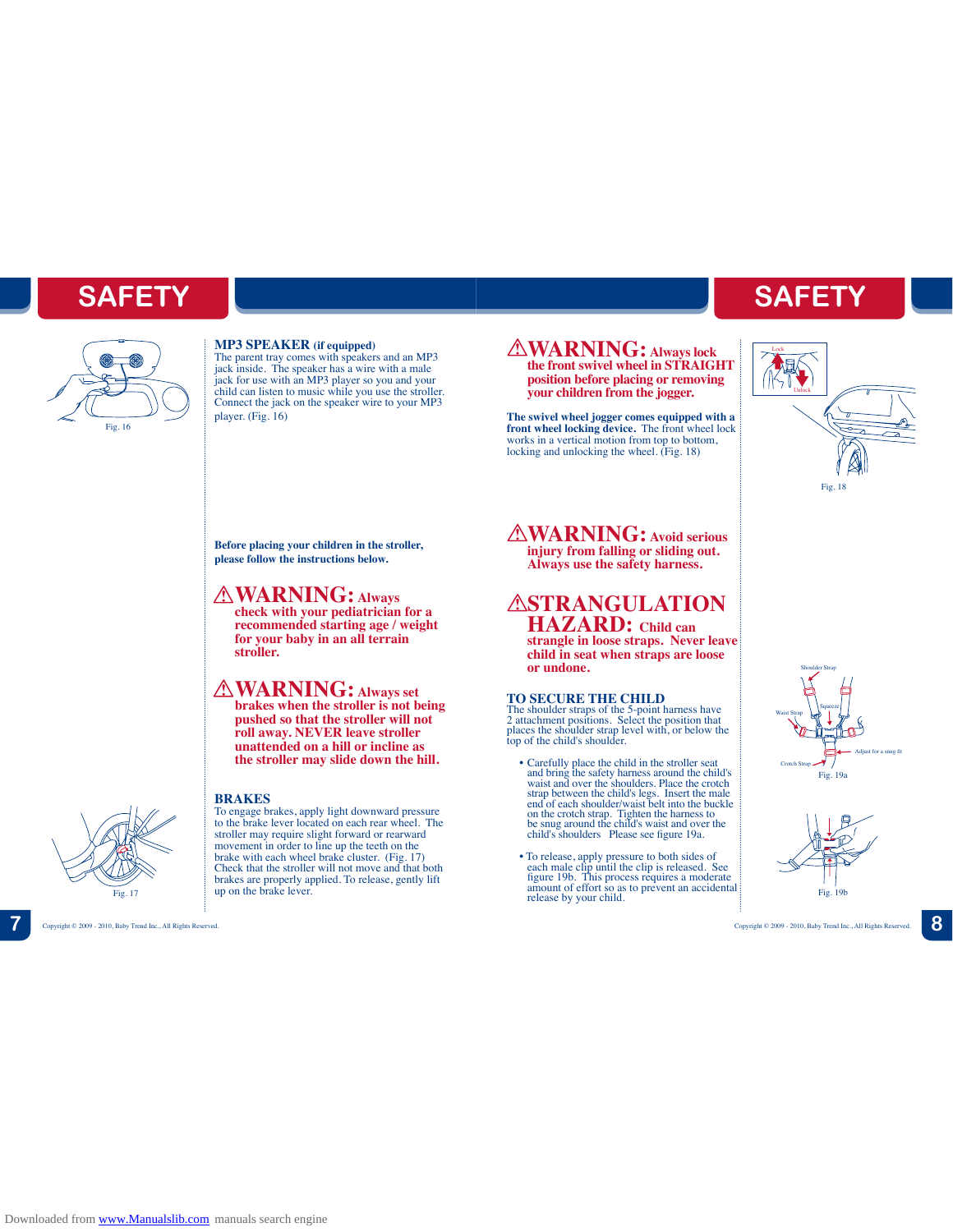# SAFETY

Fig. 16

### MP3 SPEAKER (if equipped)

The parent tray comes with speakers and an MP3 jack inside. The speaker has a wire with a male jack for use with an MP3 player so you and your child can listen to music while you use the stroller. Connect the jack on the speaker wire to your MP3 player. (Fig. 16)

**Before placing your children in the stroller, please follow the instructions below.**

**⚠WARNING: Always check with your pediatrician for a recommended starting age / weight for your baby in an all terrain stroller.**

**⚠WARNING: Always set brakes when the stroller is not being pushed so that the stroller will not roll away. NEVER leave stroller unattended on a hill or incline as the stroller may slide down the hill.**

### BRAKES

To engage brakes, apply light downward pressure to the brake lever located on each rear wheel. The stroller may require slight forward or rearward movement in order to line up the teeth on the brake with each wheel brake cluster. (Fig. 17) Check that the stroller will not move and that both brakes are properly applied. To release, gently lift up on the brake lever.

Fig. 17

# SAFETY

**⚠WARNING: Always lock the front swivel wheel in STRAIGHT position before placing or removing your children from the jogger.**

**The swivel wheel jogger comes equipped with a front wheel locking device.** The front wheel lock works in a vertical motion from top to bottom, locking and unlocking the wheel. (Fig. 18)

Lock

Unlock

Fig. 18

**⚠WARNING: Avoid serious injury from falling or sliding out. Always use the safety harness.**

**⚠STRANGULATION HAZARD: Child can strangle in loose straps. Never leave child in seat when straps are loose or undone.**

### TO SECURE THE CHILD

The shoulder straps of the 5-point harness have 2 attachment positions. Select the position that places the shoulder strap level with, or below the top of the child's shoulder.

- Carefully place the child in the stroller seat and bring the safety harness around the child's waist and over the shoulders. Place the crotch strap between the child's legs. Insert the male end of each shoulder/waist belt into the buckle on the crotch strap. Tighten the harness to be snug around the child's waist and over the child's shoulders Please see figure 19a.
- To release, apply pressure to both sides of each male clip until the clip is released. See figure 19b. This process requires a moderate amount of effort so as to prevent an accidental release by your child.

Shoulder Strap

Squeeze

Waist Strap

Adjust for a snug fit

Crotch Strap

Fig. 19a

Fig. 19b

Copyright © 2009 - 2010, Baby Trend Inc., All Rights Reserved.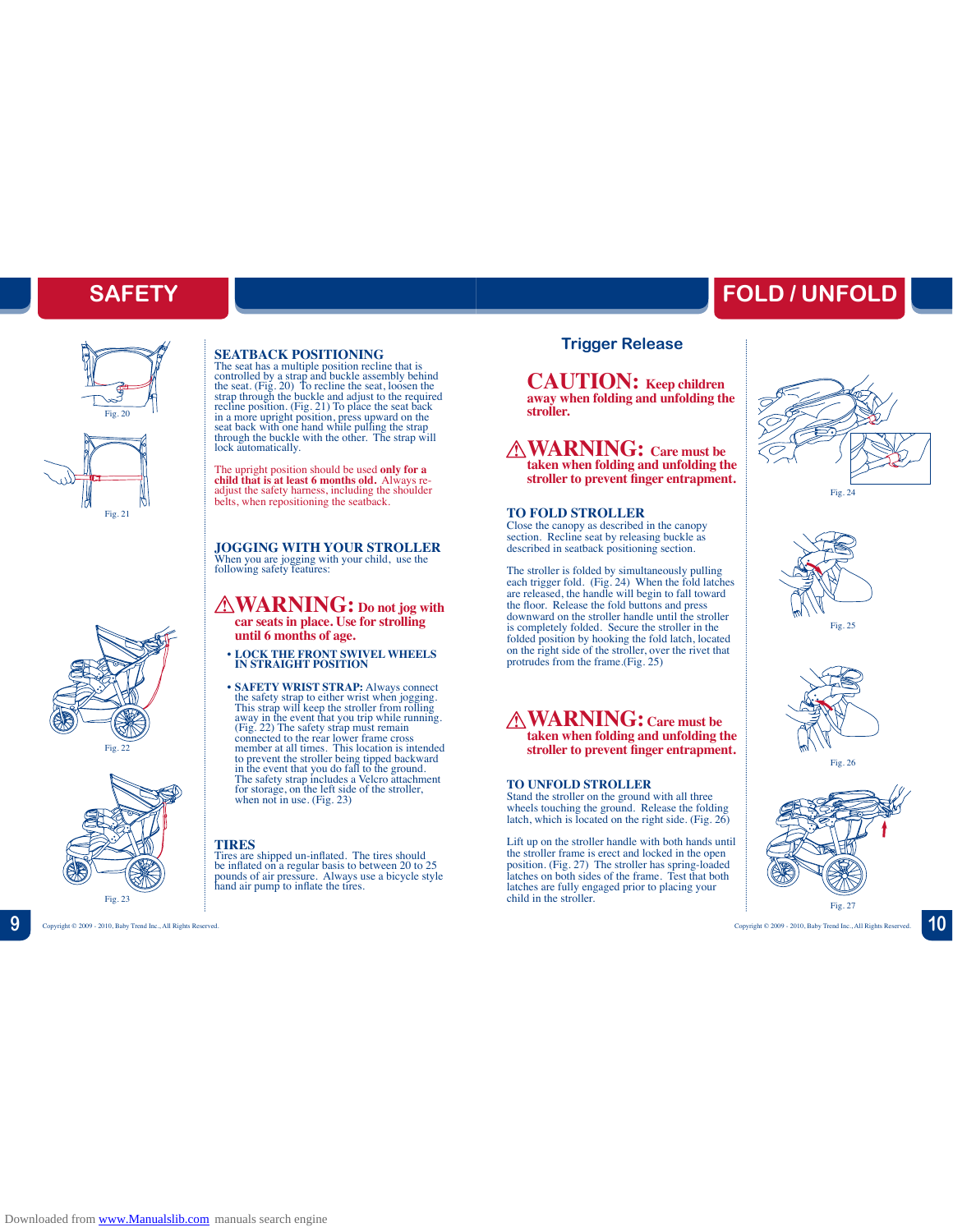# SAFETY

Fig. 20

Fig. 21

## SEATBACK POSITIONING

The seat has a multiple position recline that is controlled by a strap and buckle assembly behind the seat. (Fig. 20) To recline the seat, loosen the strap through the buckle and adjust to the required recline position. (Fig. 21) To place the seat back in a more upright position, press upward on the seat back with one hand while pulling the strap through the buckle with the other. The strap will lock automatically.

The upright position should be used **only for a child that is at least 6 months old.** Always re-adjust the safety harness, including the shoulder belts, when repositioning the seatback.

## JOGGING WITH YOUR STROLLER

When you are jogging with your child, use the following safety features:

**⚠WARNING: Do not jog with car seats in place. Use for strolling until 6 months of age.**

- **LOCK THE FRONT SWIVEL WHEELS IN STRAIGHT POSITION**
- **SAFETY WRIST STRAP:** Always connect the safety strap to either wrist when jogging. This strap will keep the stroller from rolling away in the event that you trip while running. (Fig. 22) The safety strap must remain connected to the rear lower frame cross member at all times. This location is intended to prevent the stroller being tipped backward in the event that you do fall to the ground. The safety strap includes a Velcro attachment for storage, on the left side of the stroller, when not in use. (Fig. 23)

Fig. 22

Fig. 23

## TIRES

Tires are shipped un-inflated. The tires should be inflated on a regular basis to between 20 to 25 pounds of air pressure. Always use a bicycle style hand air pump to inflate the tires.

# FOLD / UNFOLD

## Trigger Release

**CAUTION: Keep children away when folding and unfolding the stroller.**

**⚠WARNING: Care must be taken when folding and unfolding the stroller to prevent finger entrapment.**

## TO FOLD STROLLER

Close the canopy as described in the canopy section. Recline seat by releasing buckle as described in seatback positioning section.

The stroller is folded by simultaneously pulling each trigger fold. (Fig. 24) When the fold latches are released, the handle will begin to fall toward the floor. Release the fold buttons and press downward on the stroller handle until the stroller is completely folded. Secure the stroller in the folded position by hooking the fold latch, located on the right side of the stroller, over the rivet that protrudes from the frame.(Fig. 25)

Fig. 24

Fig. 25

**⚠WARNING: Care must be taken when folding and unfolding the stroller to prevent finger entrapment.**

## TO UNFOLD STROLLER

Stand the stroller on the ground with all three wheels touching the ground. Release the folding latch, which is located on the right side. (Fig. 26)

Lift up on the stroller handle with both hands until the stroller frame is erect and locked in the open position. (Fig. 27) The stroller has spring-loaded latches on both sides of the frame. Test that both latches are fully engaged prior to placing your child in the stroller.

Fig. 26

Fig. 27

Copyright © 2009 - 2010, Baby Trend Inc., All Rights Reserved.